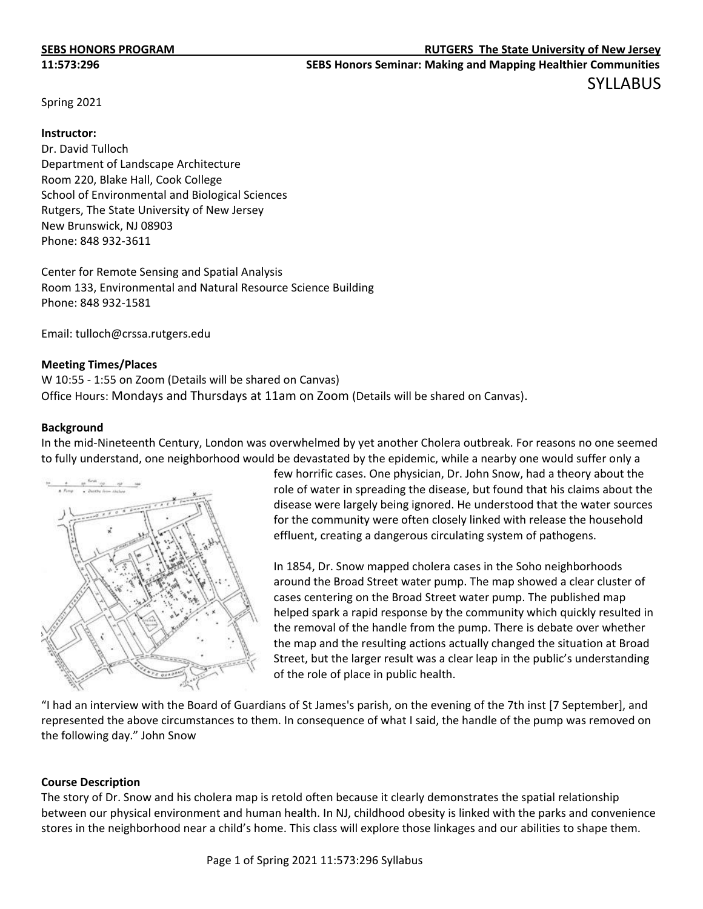**SEBS HONORS PROGRAM** **RUTGERS The State University of New Jersey**

**11:573:296** **SEBS Honors Seminar: Making and Mapping Healthier Communities**

# SYLLABUS

Spring 2021

**Instructor:**
Dr. David Tulloch
Department of Landscape Architecture
Room 220, Blake Hall, Cook College
School of Environmental and Biological Sciences
Rutgers, The State University of New Jersey
New Brunswick, NJ 08903
Phone: 848 932-3611

Center for Remote Sensing and Spatial Analysis
Room 133, Environmental and Natural Resource Science Building
Phone: 848 932-1581

Email: tulloch@crssa.rutgers.edu

**Meeting Times/Places**
W 10:55 - 1:55 on Zoom (Details will be shared on Canvas)
Office Hours: Mondays and Thursdays at 11am on Zoom (Details will be shared on Canvas).

**Background**
In the mid-Nineteenth Century, London was overwhelmed by yet another Cholera outbreak. For reasons no one seemed to fully understand, one neighborhood would be devastated by the epidemic, while a nearby one would suffer only a few horrific cases. One physician, Dr. John Snow, had a theory about the role of water in spreading the disease, but found that his claims about the disease were largely being ignored. He understood that the water sources for the community were often closely linked with release the household effluent, creating a dangerous circulating system of pathogens.

In 1854, Dr. Snow mapped cholera cases in the Soho neighborhoods around the Broad Street water pump. The map showed a clear cluster of cases centering on the Broad Street water pump. The published map helped spark a rapid response by the community which quickly resulted in the removal of the handle from the pump. There is debate over whether the map and the resulting actions actually changed the situation at Broad Street, but the larger result was a clear leap in the public's understanding of the role of place in public health.

"I had an interview with the Board of Guardians of St James's parish, on the evening of the 7th inst [7 September], and represented the above circumstances to them. In consequence of what I said, the handle of the pump was removed on the following day." John Snow

**Course Description**
The story of Dr. Snow and his cholera map is retold often because it clearly demonstrates the spatial relationship between our physical environment and human health. In NJ, childhood obesity is linked with the parks and convenience stores in the neighborhood near a child's home. This class will explore those linkages and our abilities to shape them.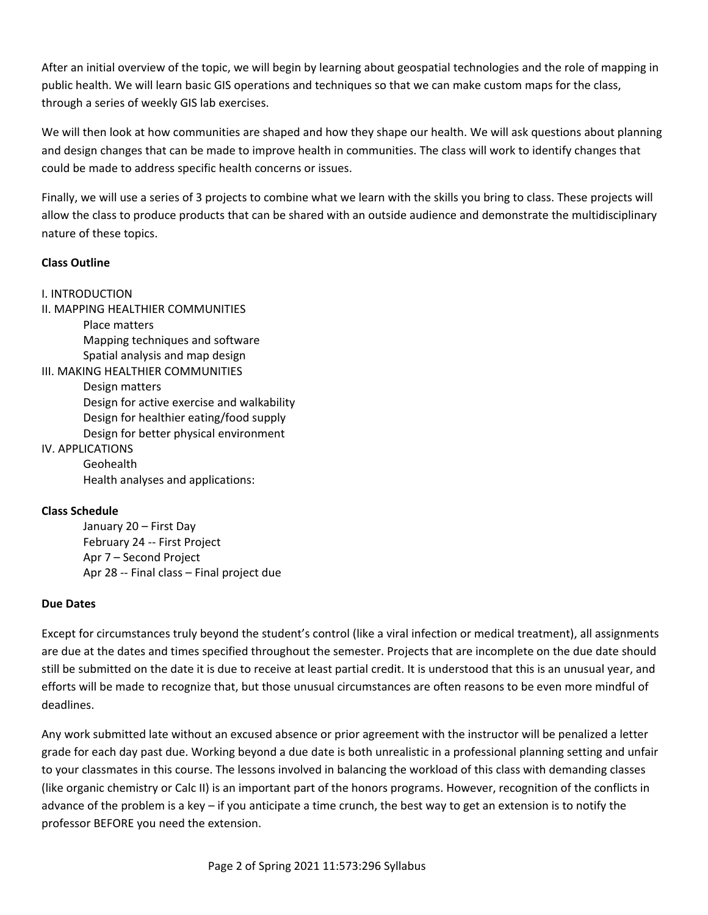After an initial overview of the topic, we will begin by learning about geospatial technologies and the role of mapping in public health. We will learn basic GIS operations and techniques so that we can make custom maps for the class, through a series of weekly GIS lab exercises.

We will then look at how communities are shaped and how they shape our health. We will ask questions about planning and design changes that can be made to improve health in communities. The class will work to identify changes that could be made to address specific health concerns or issues.

Finally, we will use a series of 3 projects to combine what we learn with the skills you bring to class. These projects will allow the class to produce products that can be shared with an outside audience and demonstrate the multidisciplinary nature of these topics.

**Class Outline**

I. INTRODUCTION

II. MAPPING HEALTHIER COMMUNITIES

- Place matters
- Mapping techniques and software
- Spatial analysis and map design

III. MAKING HEALTHIER COMMUNITIES

- Design matters
- Design for active exercise and walkability
- Design for healthier eating/food supply
- Design for better physical environment

IV. APPLICATIONS

- Geohealth
- Health analyses and applications:

**Class Schedule**

- January 20 – First Day
- February 24 -- First Project
- Apr 7 – Second Project
- Apr 28 -- Final class – Final project due

**Due Dates**

Except for circumstances truly beyond the student's control (like a viral infection or medical treatment), all assignments are due at the dates and times specified throughout the semester. Projects that are incomplete on the due date should still be submitted on the date it is due to receive at least partial credit. It is understood that this is an unusual year, and efforts will be made to recognize that, but those unusual circumstances are often reasons to be even more mindful of deadlines.

Any work submitted late without an excused absence or prior agreement with the instructor will be penalized a letter grade for each day past due. Working beyond a due date is both unrealistic in a professional planning setting and unfair to your classmates in this course. The lessons involved in balancing the workload of this class with demanding classes (like organic chemistry or Calc II) is an important part of the honors programs. However, recognition of the conflicts in advance of the problem is a key – if you anticipate a time crunch, the best way to get an extension is to notify the professor BEFORE you need the extension.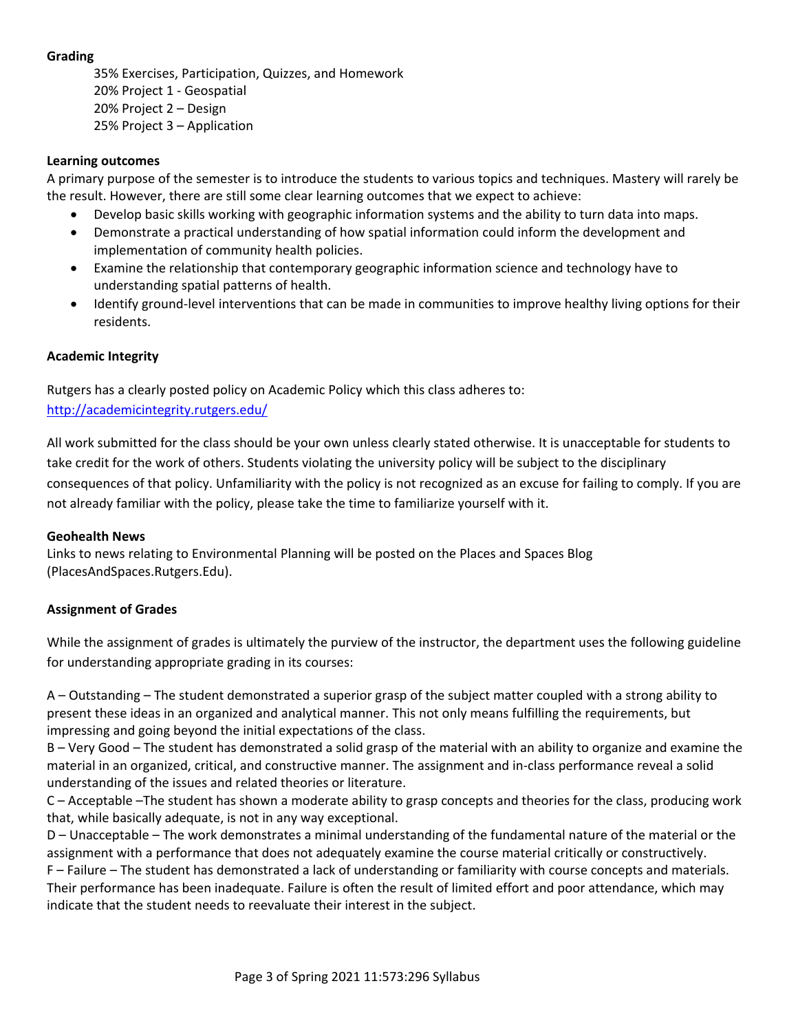**Grading**

35% Exercises, Participation, Quizzes, and Homework
20% Project 1 - Geospatial
20% Project 2 – Design
25% Project 3 – Application

**Learning outcomes**

A primary purpose of the semester is to introduce the students to various topics and techniques. Mastery will rarely be the result. However, there are still some clear learning outcomes that we expect to achieve:

- Develop basic skills working with geographic information systems and the ability to turn data into maps.
- Demonstrate a practical understanding of how spatial information could inform the development and implementation of community health policies.
- Examine the relationship that contemporary geographic information science and technology have to understanding spatial patterns of health.
- Identify ground-level interventions that can be made in communities to improve healthy living options for their residents.

**Academic Integrity**

Rutgers has a clearly posted policy on Academic Policy which this class adheres to:
http://academicintegrity.rutgers.edu/

All work submitted for the class should be your own unless clearly stated otherwise. It is unacceptable for students to take credit for the work of others. Students violating the university policy will be subject to the disciplinary consequences of that policy. Unfamiliarity with the policy is not recognized as an excuse for failing to comply. If you are not already familiar with the policy, please take the time to familiarize yourself with it.

**Geohealth News**

Links to news relating to Environmental Planning will be posted on the Places and Spaces Blog (PlacesAndSpaces.Rutgers.Edu).

**Assignment of Grades**

While the assignment of grades is ultimately the purview of the instructor, the department uses the following guideline for understanding appropriate grading in its courses:

A – Outstanding – The student demonstrated a superior grasp of the subject matter coupled with a strong ability to present these ideas in an organized and analytical manner. This not only means fulfilling the requirements, but impressing and going beyond the initial expectations of the class.
B – Very Good – The student has demonstrated a solid grasp of the material with an ability to organize and examine the material in an organized, critical, and constructive manner. The assignment and in-class performance reveal a solid understanding of the issues and related theories or literature.
C – Acceptable –The student has shown a moderate ability to grasp concepts and theories for the class, producing work that, while basically adequate, is not in any way exceptional.
D – Unacceptable – The work demonstrates a minimal understanding of the fundamental nature of the material or the assignment with a performance that does not adequately examine the course material critically or constructively.
F – Failure – The student has demonstrated a lack of understanding or familiarity with course concepts and materials. Their performance has been inadequate. Failure is often the result of limited effort and poor attendance, which may indicate that the student needs to reevaluate their interest in the subject.